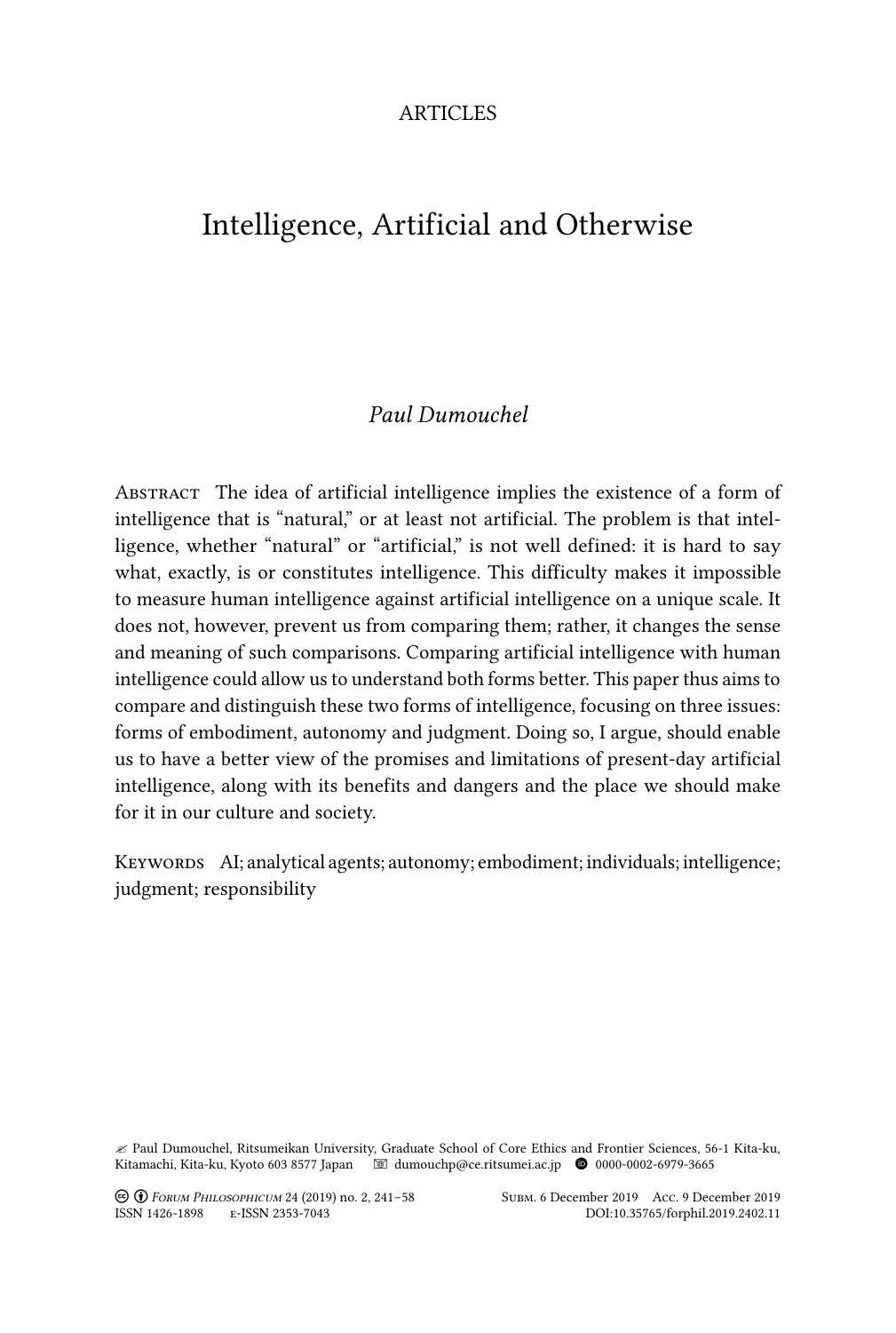ARTICLES

# Intelligence, Artificial and Otherwise

*Paul Dumouchel*

**Abstract** The idea of artificial intelligence implies the existence of a form of intelligence that is "natural," or at least not artificial. The problem is that intelligence, whether "natural" or "artificial," is not well defined: it is hard to say what, exactly, is or constitutes intelligence. This difficulty makes it impossible to measure human intelligence against artificial intelligence on a unique scale. It does not, however, prevent us from comparing them; rather, it changes the sense and meaning of such comparisons. Comparing artificial intelligence with human intelligence could allow us to understand both forms better. This paper thus aims to compare and distinguish these two forms of intelligence, focusing on three issues: forms of embodiment, autonomy and judgment. Doing so, I argue, should enable us to have a better view of the promises and limitations of present-day artificial intelligence, along with its benefits and dangers and the place we should make for it in our culture and society.

**Keywords** AI; analytical agents; autonomy; embodiment; individuals; intelligence; judgment; responsibility

✍ Paul Dumouchel, Ritsumeikan University, Graduate School of Core Ethics and Frontier Sciences, 56-1 Kita-ku, Kitamachi, Kita-ku, Kyoto 603 8577 Japan ✉ dumouchp@ce.ritsumei.ac.jp 0000-0002-6979-3665

Forum Philosophicum 24 (2019) no. 2, 241–58 Subm. 6 December 2019 Acc. 9 December 2019
ISSN 1426-1898 e-ISSN 2353-7043 DOI:10.35765/forphil.2019.2402.11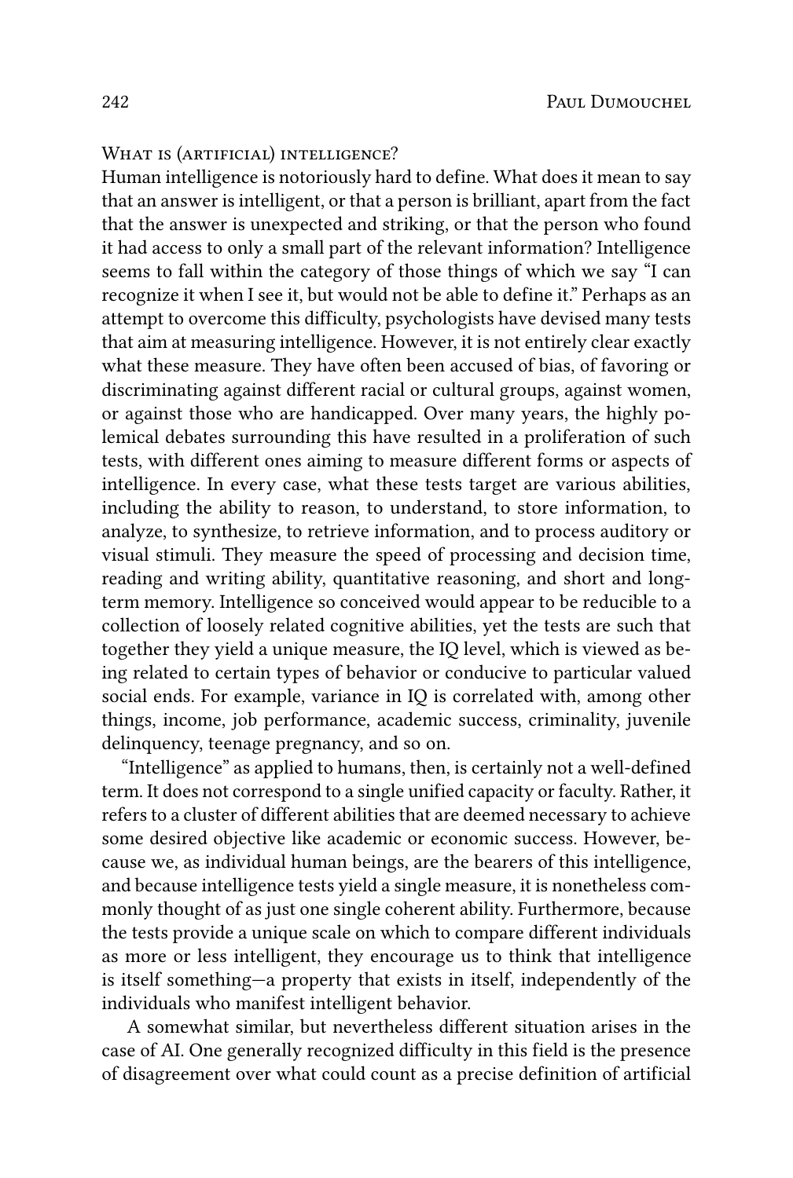## What is (artificial) intelligence?

Human intelligence is notoriously hard to define. What does it mean to say that an answer is intelligent, or that a person is brilliant, apart from the fact that the answer is unexpected and striking, or that the person who found it had access to only a small part of the relevant information? Intelligence seems to fall within the category of those things of which we say "I can recognize it when I see it, but would not be able to define it." Perhaps as an attempt to overcome this difficulty, psychologists have devised many tests that aim at measuring intelligence. However, it is not entirely clear exactly what these measure. They have often been accused of bias, of favoring or discriminating against different racial or cultural groups, against women, or against those who are handicapped. Over many years, the highly polemical debates surrounding this have resulted in a proliferation of such tests, with different ones aiming to measure different forms or aspects of intelligence. In every case, what these tests target are various abilities, including the ability to reason, to understand, to store information, to analyze, to synthesize, to retrieve information, and to process auditory or visual stimuli. They measure the speed of processing and decision time, reading and writing ability, quantitative reasoning, and short and long-term memory. Intelligence so conceived would appear to be reducible to a collection of loosely related cognitive abilities, yet the tests are such that together they yield a unique measure, the IQ level, which is viewed as being related to certain types of behavior or conducive to particular valued social ends. For example, variance in IQ is correlated with, among other things, income, job performance, academic success, criminality, juvenile delinquency, teenage pregnancy, and so on.

"Intelligence" as applied to humans, then, is certainly not a well-defined term. It does not correspond to a single unified capacity or faculty. Rather, it refers to a cluster of different abilities that are deemed necessary to achieve some desired objective like academic or economic success. However, because we, as individual human beings, are the bearers of this intelligence, and because intelligence tests yield a single measure, it is nonetheless commonly thought of as just one single coherent ability. Furthermore, because the tests provide a unique scale on which to compare different individuals as more or less intelligent, they encourage us to think that intelligence is itself something—a property that exists in itself, independently of the individuals who manifest intelligent behavior.

A somewhat similar, but nevertheless different situation arises in the case of AI. One generally recognized difficulty in this field is the presence of disagreement over what could count as a precise definition of artificial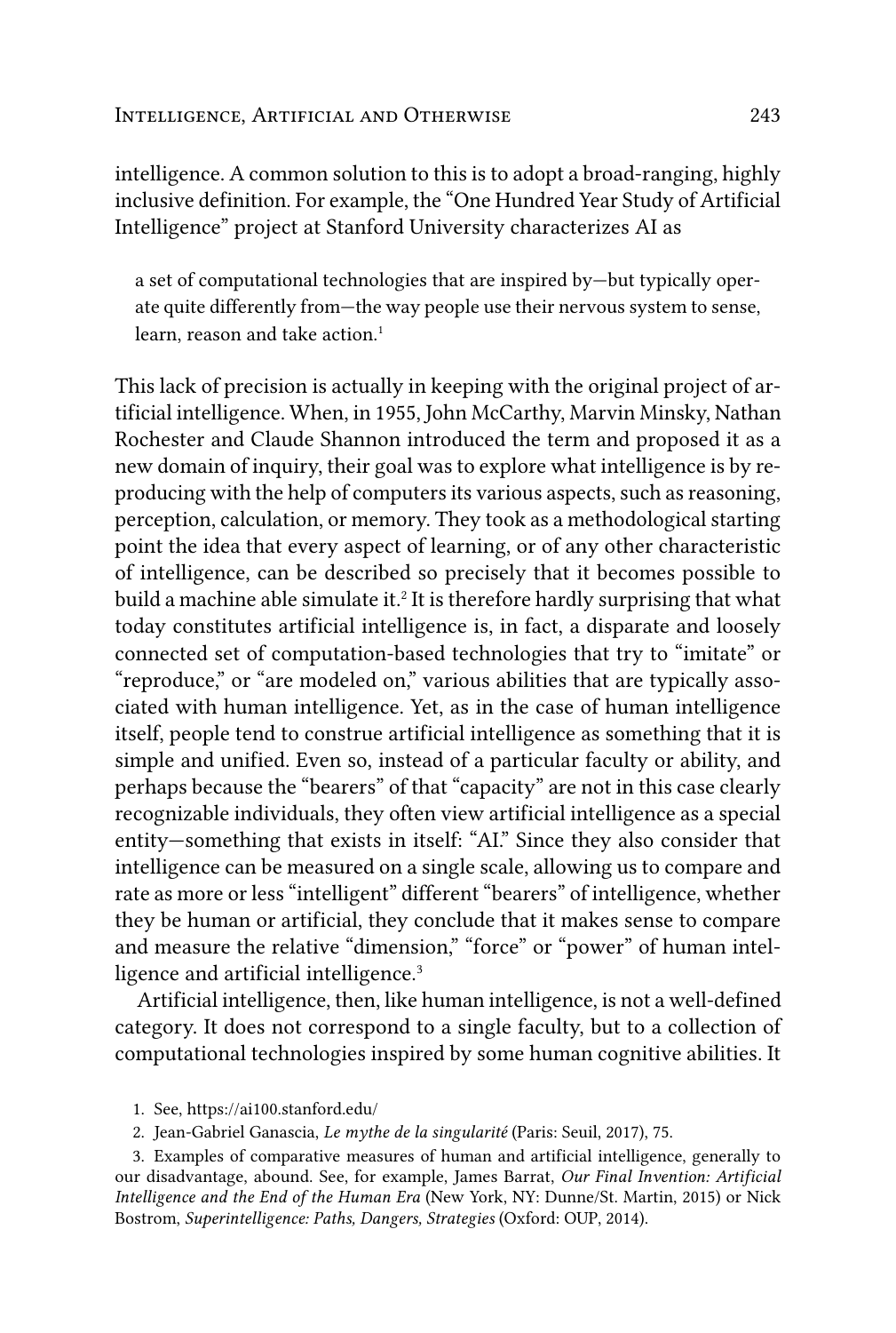intelligence. A common solution to this is to adopt a broad-ranging, highly inclusive definition. For example, the "One Hundred Year Study of Artificial Intelligence" project at Stanford University characterizes AI as

> a set of computational technologies that are inspired by—but typically operate quite differently from—the way people use their nervous system to sense, learn, reason and take action.[1]

This lack of precision is actually in keeping with the original project of artificial intelligence. When, in 1955, John McCarthy, Marvin Minsky, Nathan Rochester and Claude Shannon introduced the term and proposed it as a new domain of inquiry, their goal was to explore what intelligence is by reproducing with the help of computers its various aspects, such as reasoning, perception, calculation, or memory. They took as a methodological starting point the idea that every aspect of learning, or of any other characteristic of intelligence, can be described so precisely that it becomes possible to build a machine able simulate it.[2] It is therefore hardly surprising that what today constitutes artificial intelligence is, in fact, a disparate and loosely connected set of computation-based technologies that try to "imitate" or "reproduce," or "are modeled on," various abilities that are typically associated with human intelligence. Yet, as in the case of human intelligence itself, people tend to construe artificial intelligence as something that it is simple and unified. Even so, instead of a particular faculty or ability, and perhaps because the "bearers" of that "capacity" are not in this case clearly recognizable individuals, they often view artificial intelligence as a special entity—something that exists in itself: "AI." Since they also consider that intelligence can be measured on a single scale, allowing us to compare and rate as more or less "intelligent" different "bearers" of intelligence, whether they be human or artificial, they conclude that it makes sense to compare and measure the relative "dimension," "force" or "power" of human intelligence and artificial intelligence.[3]

Artificial intelligence, then, like human intelligence, is not a well-defined category. It does not correspond to a single faculty, but to a collection of computational technologies inspired by some human cognitive abilities. It

1. See, https://ai100.stanford.edu/

2. Jean-Gabriel Ganascia, *Le mythe de la singularité* (Paris: Seuil, 2017), 75.

3. Examples of comparative measures of human and artificial intelligence, generally to our disadvantage, abound. See, for example, James Barrat, *Our Final Invention: Artificial Intelligence and the End of the Human Era* (New York, NY: Dunne/St. Martin, 2015) or Nick Bostrom, *Superintelligence: Paths, Dangers, Strategies* (Oxford: OUP, 2014).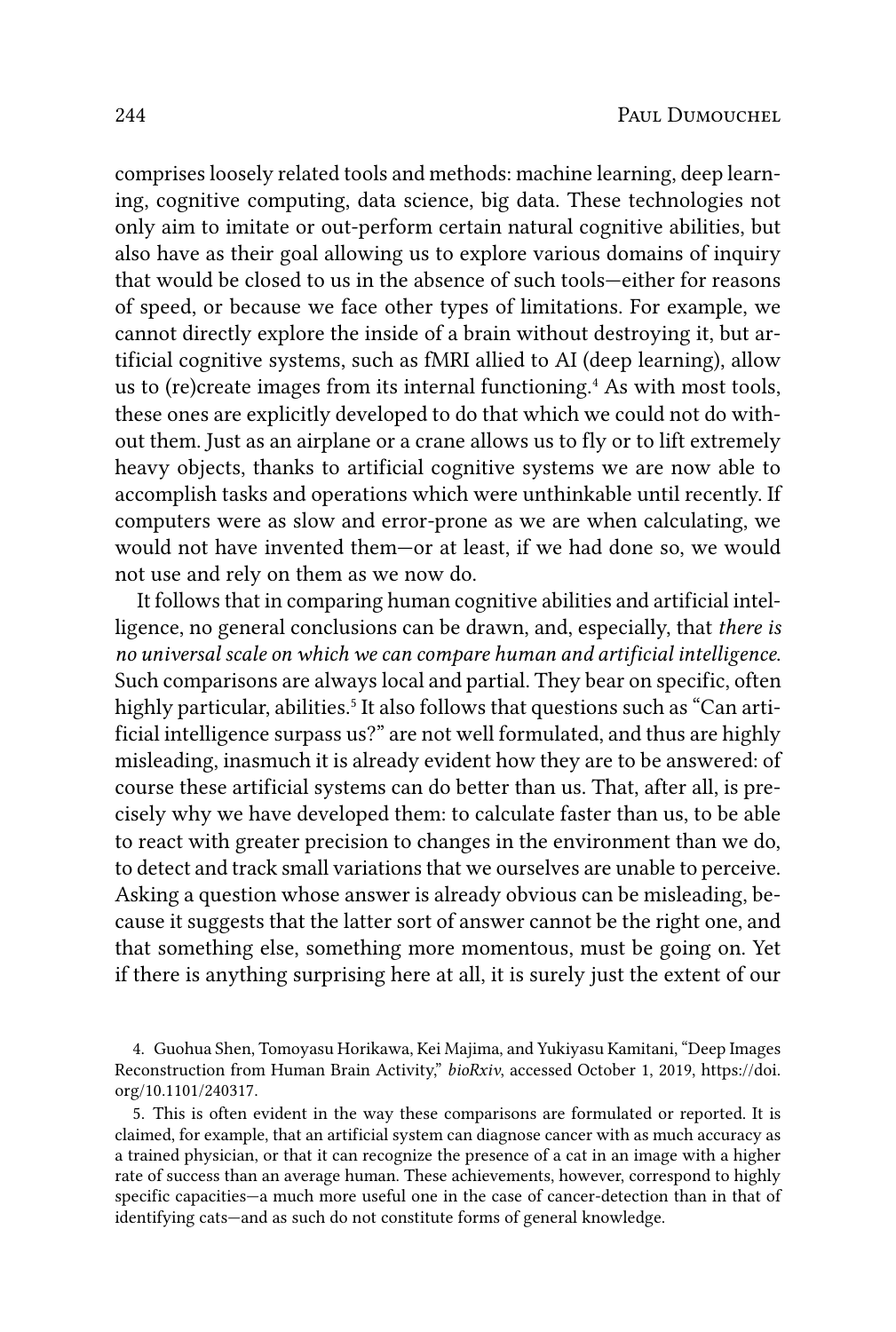comprises loosely related tools and methods: machine learning, deep learning, cognitive computing, data science, big data. These technologies not only aim to imitate or out-perform certain natural cognitive abilities, but also have as their goal allowing us to explore various domains of inquiry that would be closed to us in the absence of such tools—either for reasons of speed, or because we face other types of limitations. For example, we cannot directly explore the inside of a brain without destroying it, but artificial cognitive systems, such as fMRI allied to AI (deep learning), allow us to (re)create images from its internal functioning.[4] As with most tools, these ones are explicitly developed to do that which we could not do without them. Just as an airplane or a crane allows us to fly or to lift extremely heavy objects, thanks to artificial cognitive systems we are now able to accomplish tasks and operations which were unthinkable until recently. If computers were as slow and error-prone as we are when calculating, we would not have invented them—or at least, if we had done so, we would not use and rely on them as we now do.

It follows that in comparing human cognitive abilities and artificial intelligence, no general conclusions can be drawn, and, especially, that *there is no universal scale on which we can compare human and artificial intelligence.* Such comparisons are always local and partial. They bear on specific, often highly particular, abilities.[5] It also follows that questions such as "Can artificial intelligence surpass us?" are not well formulated, and thus are highly misleading, inasmuch it is already evident how they are to be answered: of course these artificial systems can do better than us. That, after all, is precisely why we have developed them: to calculate faster than us, to be able to react with greater precision to changes in the environment than we do, to detect and track small variations that we ourselves are unable to perceive. Asking a question whose answer is already obvious can be misleading, because it suggests that the latter sort of answer cannot be the right one, and that something else, something more momentous, must be going on. Yet if there is anything surprising here at all, it is surely just the extent of our

4. Guohua Shen, Tomoyasu Horikawa, Kei Majima, and Yukiyasu Kamitani, "Deep Images Reconstruction from Human Brain Activity," *bioRxiv*, accessed October 1, 2019, https://doi.org/10.1101/240317.

5. This is often evident in the way these comparisons are formulated or reported. It is claimed, for example, that an artificial system can diagnose cancer with as much accuracy as a trained physician, or that it can recognize the presence of a cat in an image with a higher rate of success than an average human. These achievements, however, correspond to highly specific capacities—a much more useful one in the case of cancer-detection than in that of identifying cats—and as such do not constitute forms of general knowledge.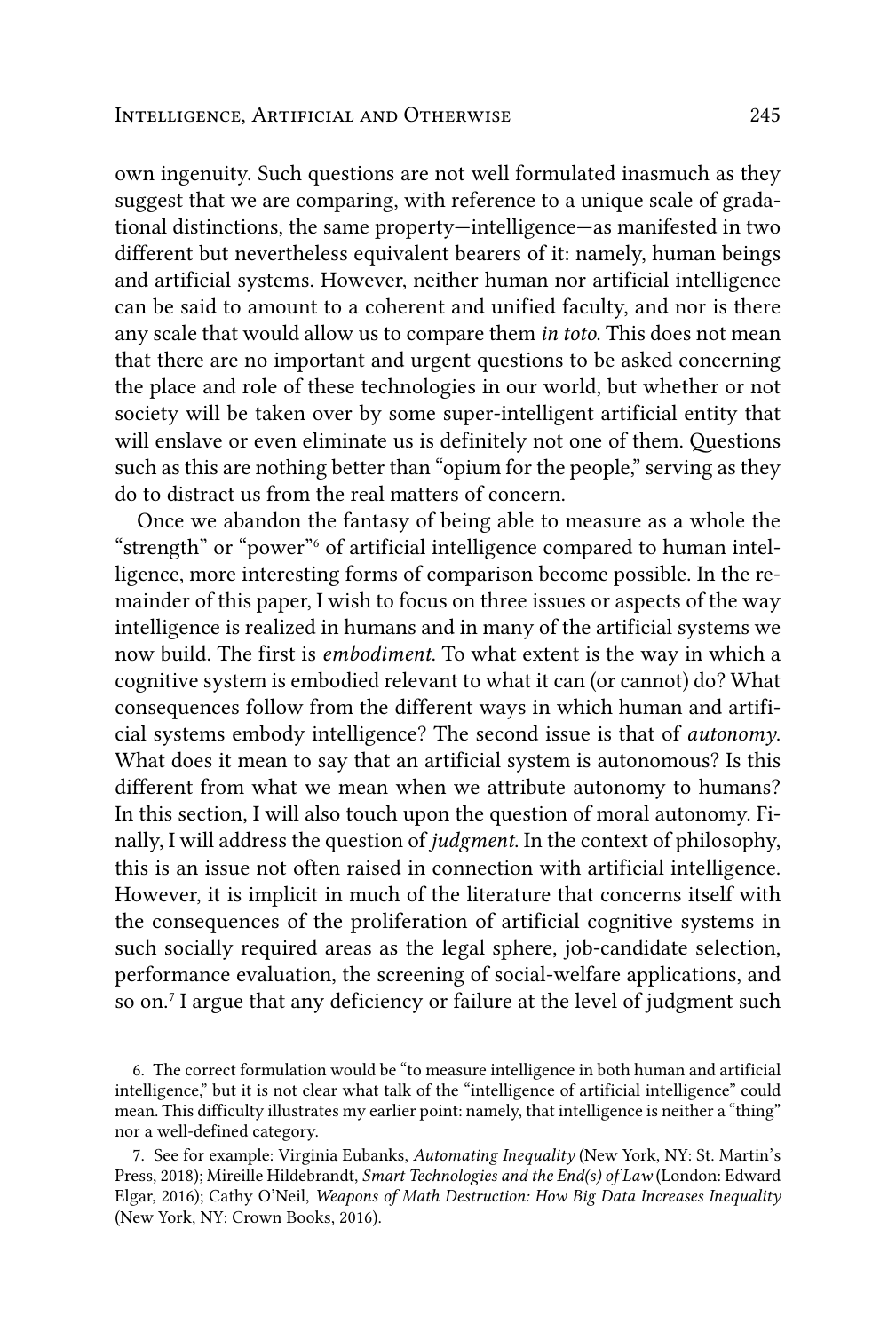own ingenuity. Such questions are not well formulated inasmuch as they suggest that we are comparing, with reference to a unique scale of gradational distinctions, the same property—intelligence—as manifested in two different but nevertheless equivalent bearers of it: namely, human beings and artificial systems. However, neither human nor artificial intelligence can be said to amount to a coherent and unified faculty, and nor is there any scale that would allow us to compare them *in toto*. This does not mean that there are no important and urgent questions to be asked concerning the place and role of these technologies in our world, but whether or not society will be taken over by some super-intelligent artificial entity that will enslave or even eliminate us is definitely not one of them. Questions such as this are nothing better than "opium for the people," serving as they do to distract us from the real matters of concern.

Once we abandon the fantasy of being able to measure as a whole the "strength" or "power"[6] of artificial intelligence compared to human intelligence, more interesting forms of comparison become possible. In the remainder of this paper, I wish to focus on three issues or aspects of the way intelligence is realized in humans and in many of the artificial systems we now build. The first is *embodiment*. To what extent is the way in which a cognitive system is embodied relevant to what it can (or cannot) do? What consequences follow from the different ways in which human and artificial systems embody intelligence? The second issue is that of *autonomy*. What does it mean to say that an artificial system is autonomous? Is this different from what we mean when we attribute autonomy to humans? In this section, I will also touch upon the question of moral autonomy. Finally, I will address the question of *judgment*. In the context of philosophy, this is an issue not often raised in connection with artificial intelligence. However, it is implicit in much of the literature that concerns itself with the consequences of the proliferation of artificial cognitive systems in such socially required areas as the legal sphere, job-candidate selection, performance evaluation, the screening of social-welfare applications, and so on.[7] I argue that any deficiency or failure at the level of judgment such

6. The correct formulation would be "to measure intelligence in both human and artificial intelligence," but it is not clear what talk of the "intelligence of artificial intelligence" could mean. This difficulty illustrates my earlier point: namely, that intelligence is neither a "thing" nor a well-defined category.

7. See for example: Virginia Eubanks, *Automating Inequality* (New York, NY: St. Martin's Press, 2018); Mireille Hildebrandt, *Smart Technologies and the End(s) of Law* (London: Edward Elgar, 2016); Cathy O'Neil, *Weapons of Math Destruction: How Big Data Increases Inequality* (New York, NY: Crown Books, 2016).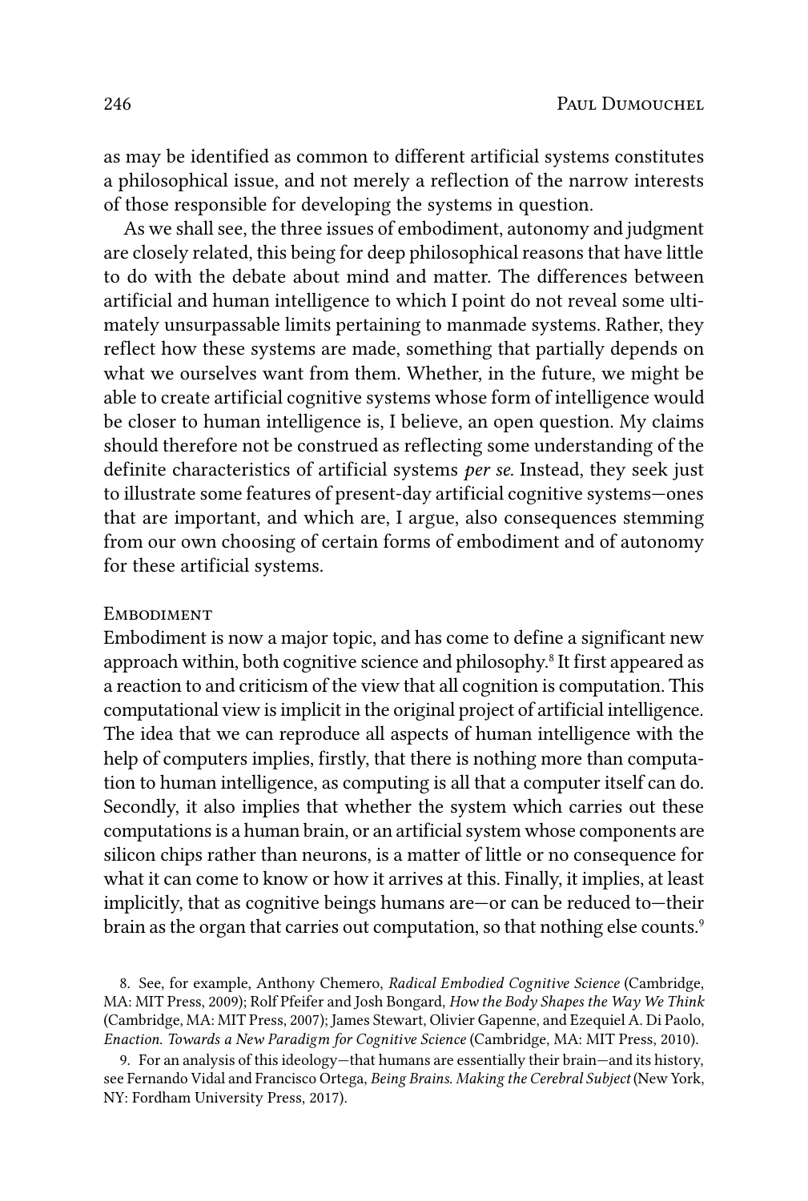as may be identified as common to different artificial systems constitutes a philosophical issue, and not merely a reflection of the narrow interests of those responsible for developing the systems in question.

As we shall see, the three issues of embodiment, autonomy and judgment are closely related, this being for deep philosophical reasons that have little to do with the debate about mind and matter. The differences between artificial and human intelligence to which I point do not reveal some ultimately unsurpassable limits pertaining to manmade systems. Rather, they reflect how these systems are made, something that partially depends on what we ourselves want from them. Whether, in the future, we might be able to create artificial cognitive systems whose form of intelligence would be closer to human intelligence is, I believe, an open question. My claims should therefore not be construed as reflecting some understanding of the definite characteristics of artificial systems *per se.* Instead, they seek just to illustrate some features of present-day artificial cognitive systems—ones that are important, and which are, I argue, also consequences stemming from our own choosing of certain forms of embodiment and of autonomy for these artificial systems.

## Embodiment

Embodiment is now a major topic, and has come to define a significant new approach within, both cognitive science and philosophy.[8] It first appeared as a reaction to and criticism of the view that all cognition is computation. This computational view is implicit in the original project of artificial intelligence. The idea that we can reproduce all aspects of human intelligence with the help of computers implies, firstly, that there is nothing more than computation to human intelligence, as computing is all that a computer itself can do. Secondly, it also implies that whether the system which carries out these computations is a human brain, or an artificial system whose components are silicon chips rather than neurons, is a matter of little or no consequence for what it can come to know or how it arrives at this. Finally, it implies, at least implicitly, that as cognitive beings humans are—or can be reduced to—their brain as the organ that carries out computation, so that nothing else counts.[9]

8. See, for example, Anthony Chemero, *Radical Embodied Cognitive Science* (Cambridge, MA: MIT Press, 2009); Rolf Pfeifer and Josh Bongard, *How the Body Shapes the Way We Think* (Cambridge, MA: MIT Press, 2007); James Stewart, Olivier Gapenne, and Ezequiel A. Di Paolo, *Enaction. Towards a New Paradigm for Cognitive Science* (Cambridge, MA: MIT Press, 2010).

9. For an analysis of this ideology—that humans are essentially their brain—and its history, see Fernando Vidal and Francisco Ortega, *Being Brains. Making the Cerebral Subject* (New York, NY: Fordham University Press, 2017).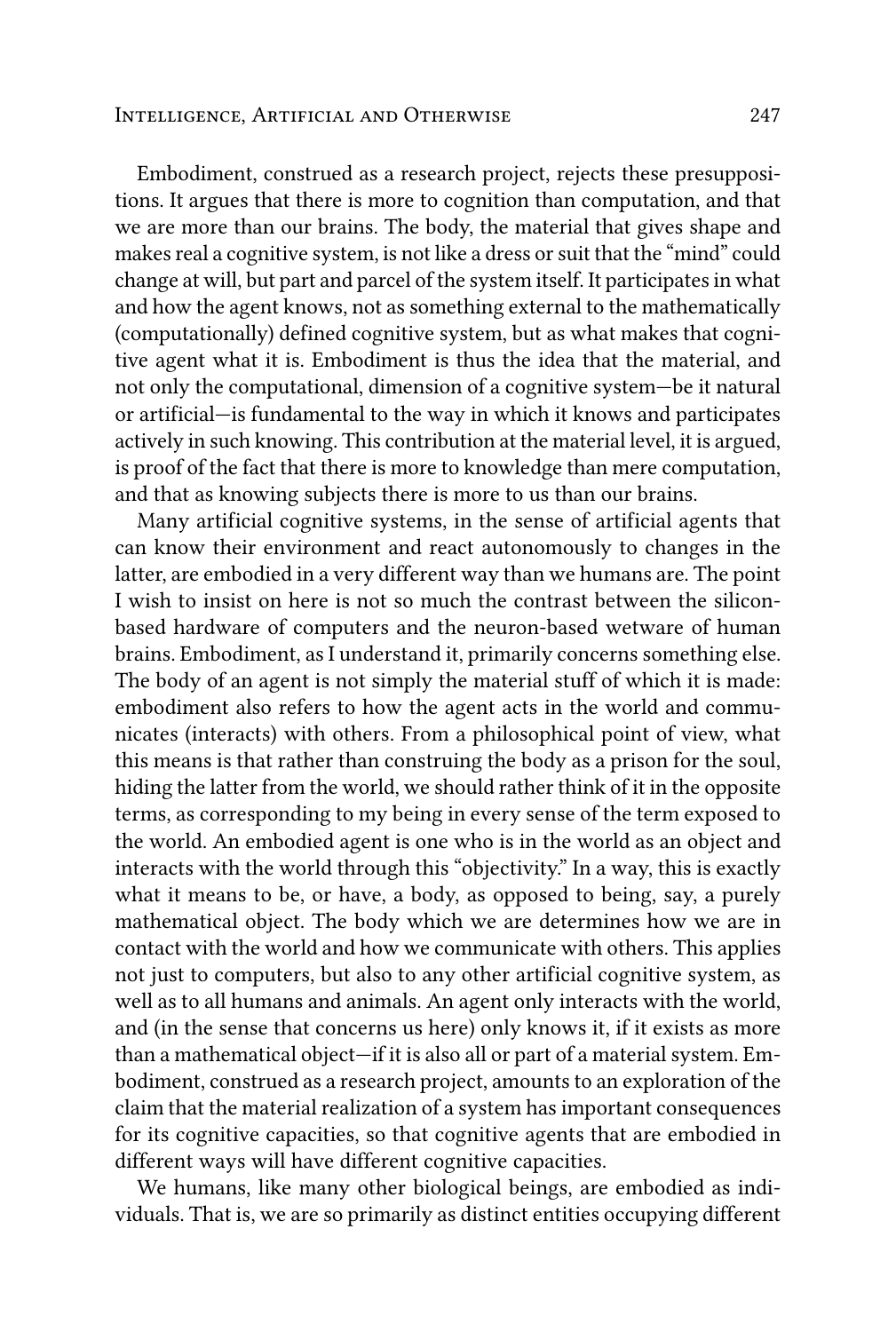Embodiment, construed as a research project, rejects these presuppositions. It argues that there is more to cognition than computation, and that we are more than our brains. The body, the material that gives shape and makes real a cognitive system, is not like a dress or suit that the "mind" could change at will, but part and parcel of the system itself. It participates in what and how the agent knows, not as something external to the mathematically (computationally) defined cognitive system, but as what makes that cognitive agent what it is. Embodiment is thus the idea that the material, and not only the computational, dimension of a cognitive system—be it natural or artificial—is fundamental to the way in which it knows and participates actively in such knowing. This contribution at the material level, it is argued, is proof of the fact that there is more to knowledge than mere computation, and that as knowing subjects there is more to us than our brains.

Many artificial cognitive systems, in the sense of artificial agents that can know their environment and react autonomously to changes in the latter, are embodied in a very different way than we humans are. The point I wish to insist on here is not so much the contrast between the silicon-based hardware of computers and the neuron-based wetware of human brains. Embodiment, as I understand it, primarily concerns something else. The body of an agent is not simply the material stuff of which it is made: embodiment also refers to how the agent acts in the world and communicates (interacts) with others. From a philosophical point of view, what this means is that rather than construing the body as a prison for the soul, hiding the latter from the world, we should rather think of it in the opposite terms, as corresponding to my being in every sense of the term exposed to the world. An embodied agent is one who is in the world as an object and interacts with the world through this "objectivity." In a way, this is exactly what it means to be, or have, a body, as opposed to being, say, a purely mathematical object. The body which we are determines how we are in contact with the world and how we communicate with others. This applies not just to computers, but also to any other artificial cognitive system, as well as to all humans and animals. An agent only interacts with the world, and (in the sense that concerns us here) only knows it, if it exists as more than a mathematical object—if it is also all or part of a material system. Embodiment, construed as a research project, amounts to an exploration of the claim that the material realization of a system has important consequences for its cognitive capacities, so that cognitive agents that are embodied in different ways will have different cognitive capacities.

We humans, like many other biological beings, are embodied as individuals. That is, we are so primarily as distinct entities occupying different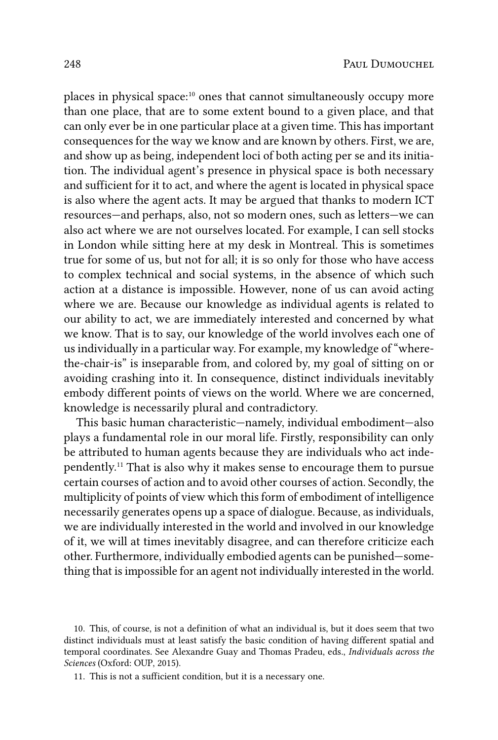places in physical space:[10] ones that cannot simultaneously occupy more than one place, that are to some extent bound to a given place, and that can only ever be in one particular place at a given time. This has important consequences for the way we know and are known by others. First, we are, and show up as being, independent loci of both acting per se and its initiation. The individual agent's presence in physical space is both necessary and sufficient for it to act, and where the agent is located in physical space is also where the agent acts. It may be argued that thanks to modern ICT resources—and perhaps, also, not so modern ones, such as letters—we can also act where we are not ourselves located. For example, I can sell stocks in London while sitting here at my desk in Montreal. This is sometimes true for some of us, but not for all; it is so only for those who have access to complex technical and social systems, in the absence of which such action at a distance is impossible. However, none of us can avoid acting where we are. Because our knowledge as individual agents is related to our ability to act, we are immediately interested and concerned by what we know. That is to say, our knowledge of the world involves each one of us individually in a particular way. For example, my knowledge of "where-the-chair-is" is inseparable from, and colored by, my goal of sitting on or avoiding crashing into it. In consequence, distinct individuals inevitably embody different points of views on the world. Where we are concerned, knowledge is necessarily plural and contradictory.

This basic human characteristic—namely, individual embodiment—also plays a fundamental role in our moral life. Firstly, responsibility can only be attributed to human agents because they are individuals who act independently.[11] That is also why it makes sense to encourage them to pursue certain courses of action and to avoid other courses of action. Secondly, the multiplicity of points of view which this form of embodiment of intelligence necessarily generates opens up a space of dialogue. Because, as individuals, we are individually interested in the world and involved in our knowledge of it, we will at times inevitably disagree, and can therefore criticize each other. Furthermore, individually embodied agents can be punished—something that is impossible for an agent not individually interested in the world.

10. This, of course, is not a definition of what an individual is, but it does seem that two distinct individuals must at least satisfy the basic condition of having different spatial and temporal coordinates. See Alexandre Guay and Thomas Pradeu, eds., *Individuals across the Sciences* (Oxford: OUP, 2015).

11. This is not a sufficient condition, but it is a necessary one.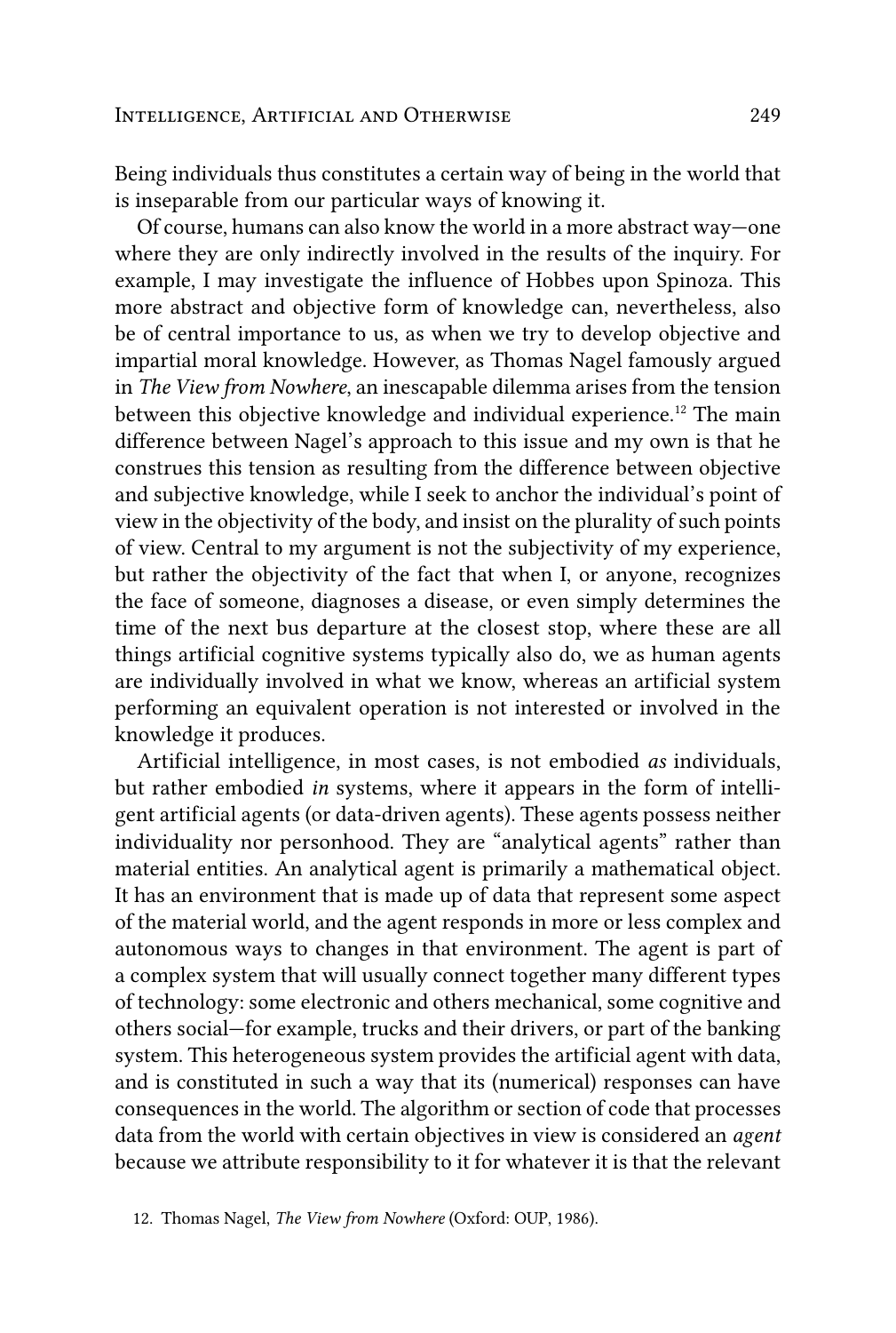Being individuals thus constitutes a certain way of being in the world that is inseparable from our particular ways of knowing it.

Of course, humans can also know the world in a more abstract way—one where they are only indirectly involved in the results of the inquiry. For example, I may investigate the influence of Hobbes upon Spinoza. This more abstract and objective form of knowledge can, nevertheless, also be of central importance to us, as when we try to develop objective and impartial moral knowledge. However, as Thomas Nagel famously argued in *The View from Nowhere*, an inescapable dilemma arises from the tension between this objective knowledge and individual experience.[12] The main difference between Nagel's approach to this issue and my own is that he construes this tension as resulting from the difference between objective and subjective knowledge, while I seek to anchor the individual's point of view in the objectivity of the body, and insist on the plurality of such points of view. Central to my argument is not the subjectivity of my experience, but rather the objectivity of the fact that when I, or anyone, recognizes the face of someone, diagnoses a disease, or even simply determines the time of the next bus departure at the closest stop, where these are all things artificial cognitive systems typically also do, we as human agents are individually involved in what we know, whereas an artificial system performing an equivalent operation is not interested or involved in the knowledge it produces.

Artificial intelligence, in most cases, is not embodied *as* individuals, but rather embodied *in* systems, where it appears in the form of intelligent artificial agents (or data-driven agents). These agents possess neither individuality nor personhood. They are "analytical agents" rather than material entities. An analytical agent is primarily a mathematical object. It has an environment that is made up of data that represent some aspect of the material world, and the agent responds in more or less complex and autonomous ways to changes in that environment. The agent is part of a complex system that will usually connect together many different types of technology: some electronic and others mechanical, some cognitive and others social—for example, trucks and their drivers, or part of the banking system. This heterogeneous system provides the artificial agent with data, and is constituted in such a way that its (numerical) responses can have consequences in the world. The algorithm or section of code that processes data from the world with certain objectives in view is considered an *agent* because we attribute responsibility to it for whatever it is that the relevant

12. Thomas Nagel, *The View from Nowhere* (Oxford: OUP, 1986).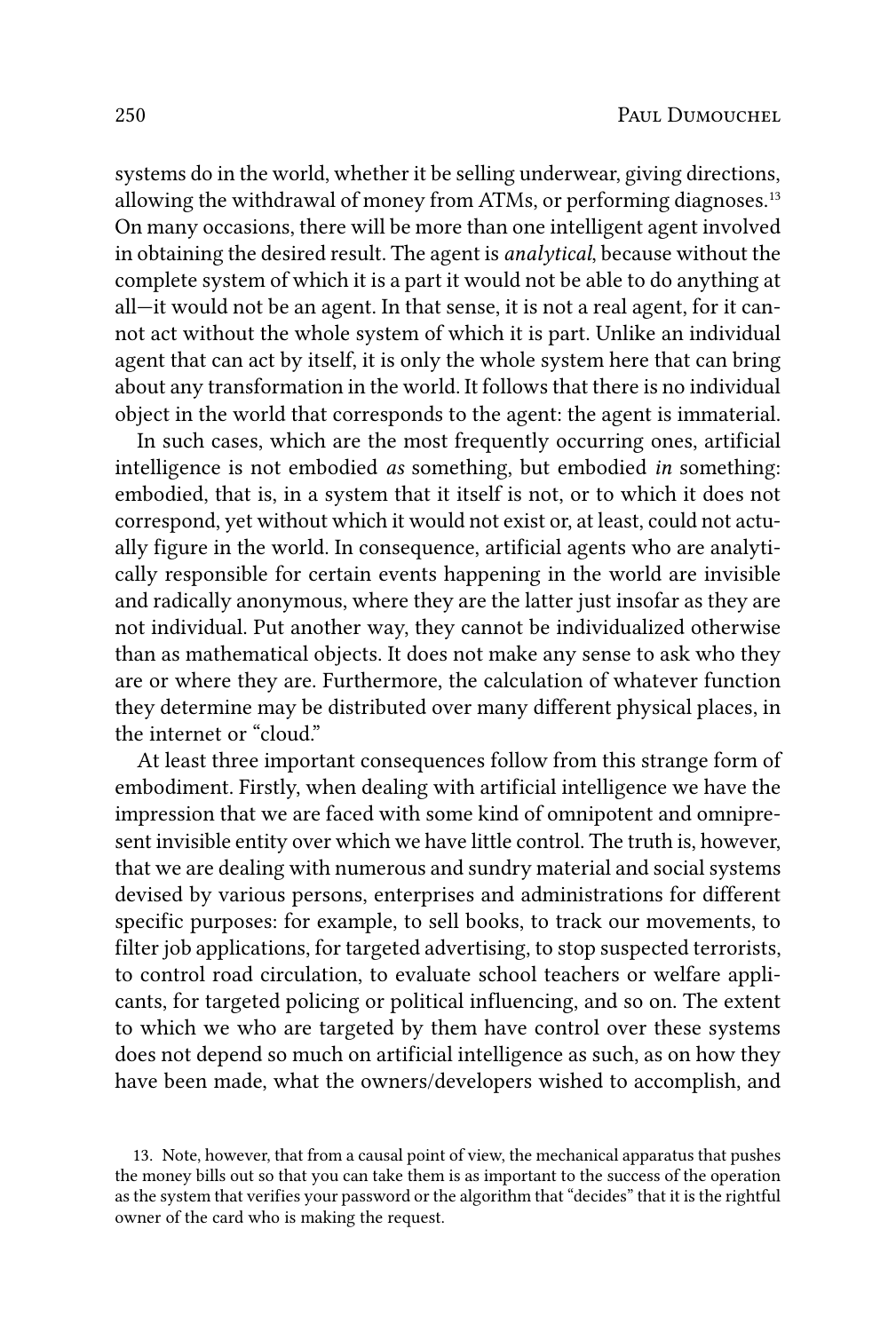systems do in the world, whether it be selling underwear, giving directions, allowing the withdrawal of money from ATMs, or performing diagnoses.[13] On many occasions, there will be more than one intelligent agent involved in obtaining the desired result. The agent is *analytical*, because without the complete system of which it is a part it would not be able to do anything at all—it would not be an agent. In that sense, it is not a real agent, for it cannot act without the whole system of which it is part. Unlike an individual agent that can act by itself, it is only the whole system here that can bring about any transformation in the world. It follows that there is no individual object in the world that corresponds to the agent: the agent is immaterial.

In such cases, which are the most frequently occurring ones, artificial intelligence is not embodied *as* something, but embodied *in* something: embodied, that is, in a system that it itself is not, or to which it does not correspond, yet without which it would not exist or, at least, could not actually figure in the world. In consequence, artificial agents who are analytically responsible for certain events happening in the world are invisible and radically anonymous, where they are the latter just insofar as they are not individual. Put another way, they cannot be individualized otherwise than as mathematical objects. It does not make any sense to ask who they are or where they are. Furthermore, the calculation of whatever function they determine may be distributed over many different physical places, in the internet or "cloud."

At least three important consequences follow from this strange form of embodiment. Firstly, when dealing with artificial intelligence we have the impression that we are faced with some kind of omnipotent and omnipresent invisible entity over which we have little control. The truth is, however, that we are dealing with numerous and sundry material and social systems devised by various persons, enterprises and administrations for different specific purposes: for example, to sell books, to track our movements, to filter job applications, for targeted advertising, to stop suspected terrorists, to control road circulation, to evaluate school teachers or welfare applicants, for targeted policing or political influencing, and so on. The extent to which we who are targeted by them have control over these systems does not depend so much on artificial intelligence as such, as on how they have been made, what the owners/developers wished to accomplish, and

13. Note, however, that from a causal point of view, the mechanical apparatus that pushes the money bills out so that you can take them is as important to the success of the operation as the system that verifies your password or the algorithm that "decides" that it is the rightful owner of the card who is making the request.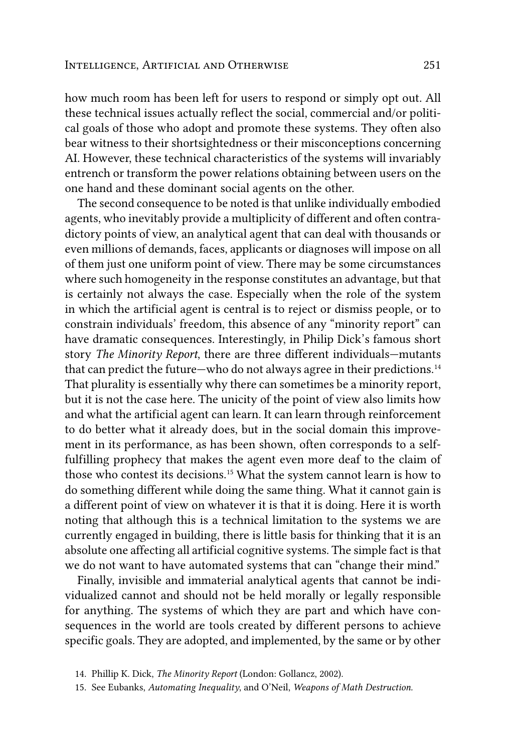how much room has been left for users to respond or simply opt out. All these technical issues actually reflect the social, commercial and/or political goals of those who adopt and promote these systems. They often also bear witness to their shortsightedness or their misconceptions concerning AI. However, these technical characteristics of the systems will invariably entrench or transform the power relations obtaining between users on the one hand and these dominant social agents on the other.

The second consequence to be noted is that unlike individually embodied agents, who inevitably provide a multiplicity of different and often contradictory points of view, an analytical agent that can deal with thousands or even millions of demands, faces, applicants or diagnoses will impose on all of them just one uniform point of view. There may be some circumstances where such homogeneity in the response constitutes an advantage, but that is certainly not always the case. Especially when the role of the system in which the artificial agent is central is to reject or dismiss people, or to constrain individuals' freedom, this absence of any "minority report" can have dramatic consequences. Interestingly, in Philip Dick's famous short story *The Minority Report*, there are three different individuals—mutants that can predict the future—who do not always agree in their predictions.[14] That plurality is essentially why there can sometimes be a minority report, but it is not the case here. The unicity of the point of view also limits how and what the artificial agent can learn. It can learn through reinforcement to do better what it already does, but in the social domain this improvement in its performance, as has been shown, often corresponds to a self-fulfilling prophecy that makes the agent even more deaf to the claim of those who contest its decisions.[15] What the system cannot learn is how to do something different while doing the same thing. What it cannot gain is a different point of view on whatever it is that it is doing. Here it is worth noting that although this is a technical limitation to the systems we are currently engaged in building, there is little basis for thinking that it is an absolute one affecting all artificial cognitive systems. The simple fact is that we do not want to have automated systems that can "change their mind."

Finally, invisible and immaterial analytical agents that cannot be individualized cannot and should not be held morally or legally responsible for anything. The systems of which they are part and which have consequences in the world are tools created by different persons to achieve specific goals. They are adopted, and implemented, by the same or by other

14. Phillip K. Dick, *The Minority Report* (London: Gollancz, 2002).

15. See Eubanks, *Automating Inequality*, and O'Neil, *Weapons of Math Destruction.*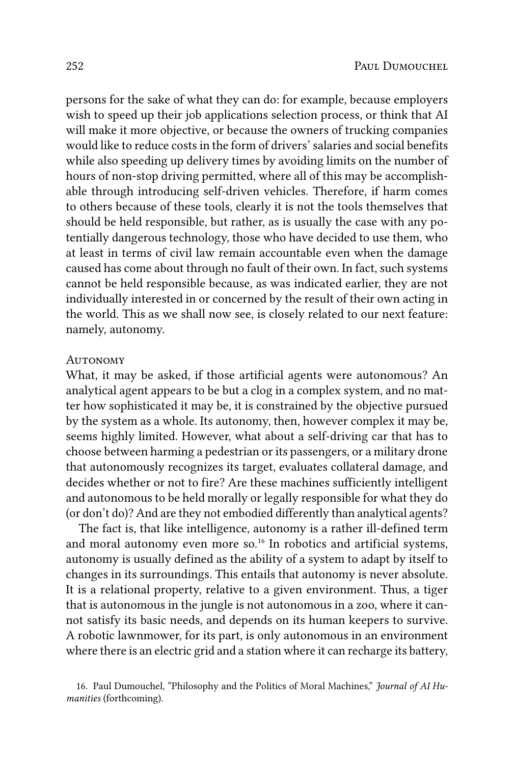persons for the sake of what they can do: for example, because employers wish to speed up their job applications selection process, or think that AI will make it more objective, or because the owners of trucking companies would like to reduce costs in the form of drivers' salaries and social benefits while also speeding up delivery times by avoiding limits on the number of hours of non-stop driving permitted, where all of this may be accomplishable through introducing self-driven vehicles. Therefore, if harm comes to others because of these tools, clearly it is not the tools themselves that should be held responsible, but rather, as is usually the case with any potentially dangerous technology, those who have decided to use them, who at least in terms of civil law remain accountable even when the damage caused has come about through no fault of their own. In fact, such systems cannot be held responsible because, as was indicated earlier, they are not individually interested in or concerned by the result of their own acting in the world. This as we shall now see, is closely related to our next feature: namely, autonomy.

### Autonomy

What, it may be asked, if those artificial agents were autonomous? An analytical agent appears to be but a clog in a complex system, and no matter how sophisticated it may be, it is constrained by the objective pursued by the system as a whole. Its autonomy, then, however complex it may be, seems highly limited. However, what about a self-driving car that has to choose between harming a pedestrian or its passengers, or a military drone that autonomously recognizes its target, evaluates collateral damage, and decides whether or not to fire? Are these machines sufficiently intelligent and autonomous to be held morally or legally responsible for what they do (or don't do)? And are they not embodied differently than analytical agents?

The fact is, that like intelligence, autonomy is a rather ill-defined term and moral autonomy even more so.[16] In robotics and artificial systems, autonomy is usually defined as the ability of a system to adapt by itself to changes in its surroundings. This entails that autonomy is never absolute. It is a relational property, relative to a given environment. Thus, a tiger that is autonomous in the jungle is not autonomous in a zoo, where it cannot satisfy its basic needs, and depends on its human keepers to survive. A robotic lawnmower, for its part, is only autonomous in an environment where there is an electric grid and a station where it can recharge its battery,

16. Paul Dumouchel, "Philosophy and the Politics of Moral Machines," *Journal of AI Humanities* (forthcoming).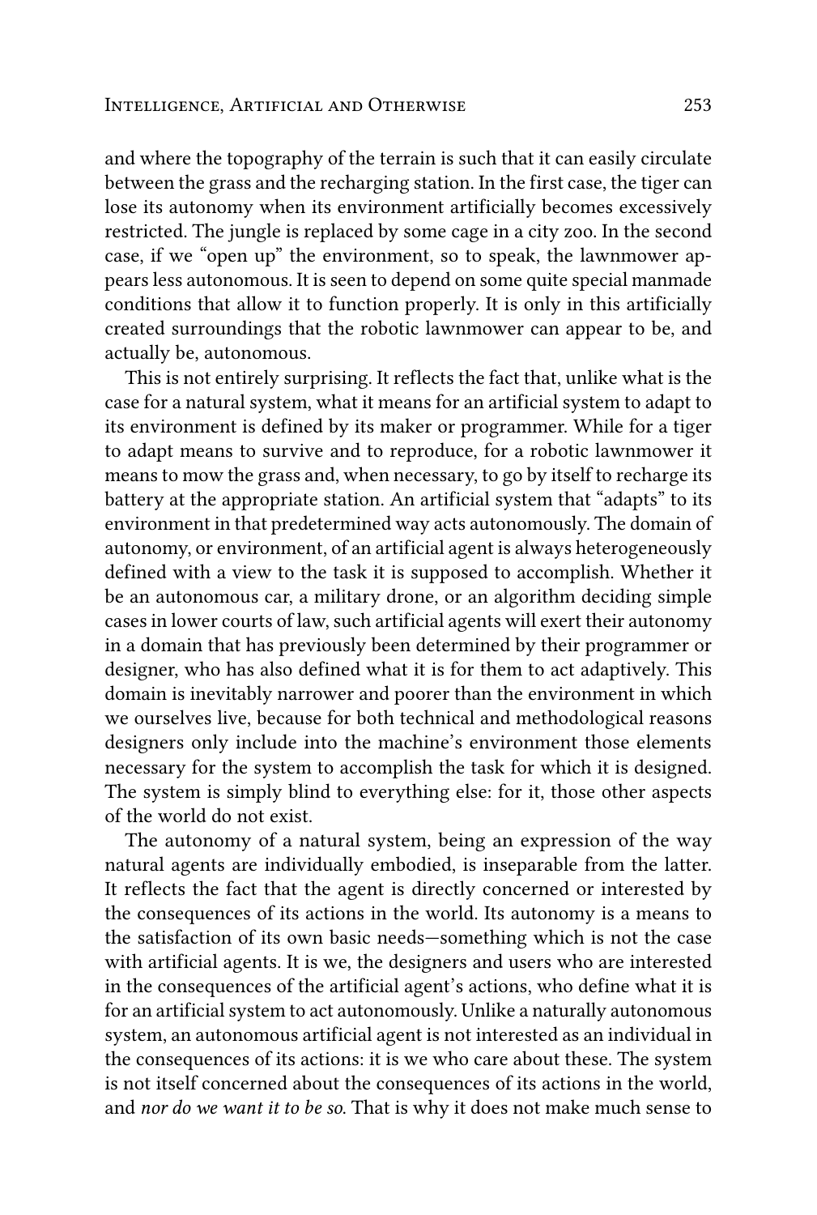and where the topography of the terrain is such that it can easily circulate between the grass and the recharging station. In the first case, the tiger can lose its autonomy when its environment artificially becomes excessively restricted. The jungle is replaced by some cage in a city zoo. In the second case, if we "open up" the environment, so to speak, the lawnmower appears less autonomous. It is seen to depend on some quite special manmade conditions that allow it to function properly. It is only in this artificially created surroundings that the robotic lawnmower can appear to be, and actually be, autonomous.

This is not entirely surprising. It reflects the fact that, unlike what is the case for a natural system, what it means for an artificial system to adapt to its environment is defined by its maker or programmer. While for a tiger to adapt means to survive and to reproduce, for a robotic lawnmower it means to mow the grass and, when necessary, to go by itself to recharge its battery at the appropriate station. An artificial system that "adapts" to its environment in that predetermined way acts autonomously. The domain of autonomy, or environment, of an artificial agent is always heterogeneously defined with a view to the task it is supposed to accomplish. Whether it be an autonomous car, a military drone, or an algorithm deciding simple cases in lower courts of law, such artificial agents will exert their autonomy in a domain that has previously been determined by their programmer or designer, who has also defined what it is for them to act adaptively. This domain is inevitably narrower and poorer than the environment in which we ourselves live, because for both technical and methodological reasons designers only include into the machine's environment those elements necessary for the system to accomplish the task for which it is designed. The system is simply blind to everything else: for it, those other aspects of the world do not exist.

The autonomy of a natural system, being an expression of the way natural agents are individually embodied, is inseparable from the latter. It reflects the fact that the agent is directly concerned or interested by the consequences of its actions in the world. Its autonomy is a means to the satisfaction of its own basic needs—something which is not the case with artificial agents. It is we, the designers and users who are interested in the consequences of the artificial agent's actions, who define what it is for an artificial system to act autonomously. Unlike a naturally autonomous system, an autonomous artificial agent is not interested as an individual in the consequences of its actions: it is we who care about these. The system is not itself concerned about the consequences of its actions in the world, and *nor do we want it to be so*. That is why it does not make much sense to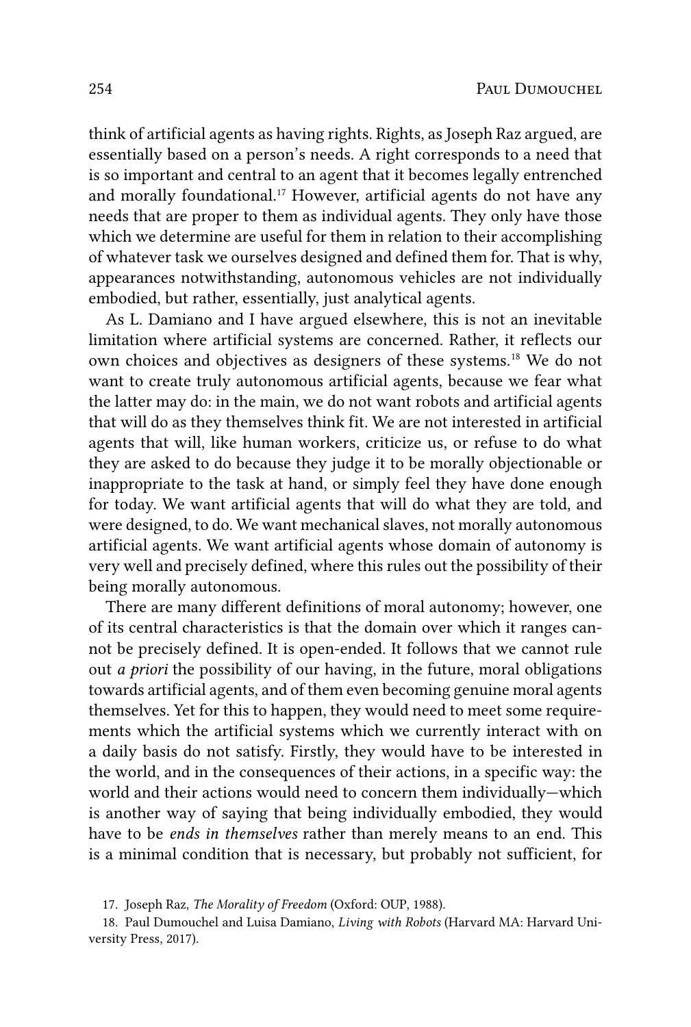think of artificial agents as having rights. Rights, as Joseph Raz argued, are essentially based on a person's needs. A right corresponds to a need that is so important and central to an agent that it becomes legally entrenched and morally foundational.[17] However, artificial agents do not have any needs that are proper to them as individual agents. They only have those which we determine are useful for them in relation to their accomplishing of whatever task we ourselves designed and defined them for. That is why, appearances notwithstanding, autonomous vehicles are not individually embodied, but rather, essentially, just analytical agents.

As L. Damiano and I have argued elsewhere, this is not an inevitable limitation where artificial systems are concerned. Rather, it reflects our own choices and objectives as designers of these systems.[18] We do not want to create truly autonomous artificial agents, because we fear what the latter may do: in the main, we do not want robots and artificial agents that will do as they themselves think fit. We are not interested in artificial agents that will, like human workers, criticize us, or refuse to do what they are asked to do because they judge it to be morally objectionable or inappropriate to the task at hand, or simply feel they have done enough for today. We want artificial agents that will do what they are told, and were designed, to do. We want mechanical slaves, not morally autonomous artificial agents. We want artificial agents whose domain of autonomy is very well and precisely defined, where this rules out the possibility of their being morally autonomous.

There are many different definitions of moral autonomy; however, one of its central characteristics is that the domain over which it ranges cannot be precisely defined. It is open-ended. It follows that we cannot rule out *a priori* the possibility of our having, in the future, moral obligations towards artificial agents, and of them even becoming genuine moral agents themselves. Yet for this to happen, they would need to meet some requirements which the artificial systems which we currently interact with on a daily basis do not satisfy. Firstly, they would have to be interested in the world, and in the consequences of their actions, in a specific way: the world and their actions would need to concern them individually—which is another way of saying that being individually embodied, they would have to be *ends in themselves* rather than merely means to an end. This is a minimal condition that is necessary, but probably not sufficient, for

17. Joseph Raz, *The Morality of Freedom* (Oxford: OUP, 1988).

18. Paul Dumouchel and Luisa Damiano, *Living with Robots* (Harvard MA: Harvard University Press, 2017).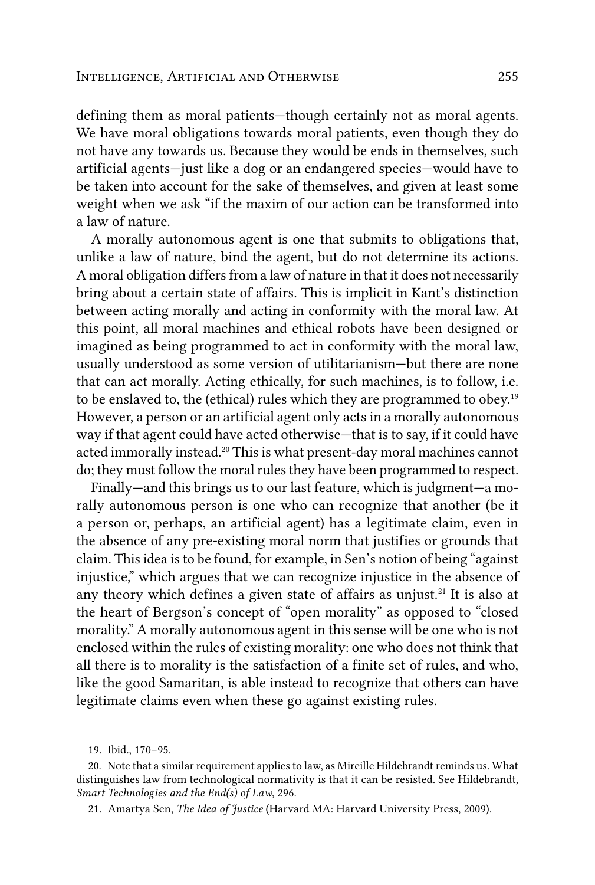defining them as moral patients—though certainly not as moral agents. We have moral obligations towards moral patients, even though they do not have any towards us. Because they would be ends in themselves, such artificial agents—just like a dog or an endangered species—would have to be taken into account for the sake of themselves, and given at least some weight when we ask "if the maxim of our action can be transformed into a law of nature.

A morally autonomous agent is one that submits to obligations that, unlike a law of nature, bind the agent, but do not determine its actions. A moral obligation differs from a law of nature in that it does not necessarily bring about a certain state of affairs. This is implicit in Kant's distinction between acting morally and acting in conformity with the moral law. At this point, all moral machines and ethical robots have been designed or imagined as being programmed to act in conformity with the moral law, usually understood as some version of utilitarianism—but there are none that can act morally. Acting ethically, for such machines, is to follow, i.e. to be enslaved to, the (ethical) rules which they are programmed to obey.[19] However, a person or an artificial agent only acts in a morally autonomous way if that agent could have acted otherwise—that is to say, if it could have acted immorally instead.[20] This is what present-day moral machines cannot do; they must follow the moral rules they have been programmed to respect.

Finally—and this brings us to our last feature, which is judgment—a morally autonomous person is one who can recognize that another (be it a person or, perhaps, an artificial agent) has a legitimate claim, even in the absence of any pre-existing moral norm that justifies or grounds that claim. This idea is to be found, for example, in Sen's notion of being "against injustice," which argues that we can recognize injustice in the absence of any theory which defines a given state of affairs as unjust.[21] It is also at the heart of Bergson's concept of "open morality" as opposed to "closed morality." A morally autonomous agent in this sense will be one who is not enclosed within the rules of existing morality: one who does not think that all there is to morality is the satisfaction of a finite set of rules, and who, like the good Samaritan, is able instead to recognize that others can have legitimate claims even when these go against existing rules.

19. Ibid., 170–95.

20. Note that a similar requirement applies to law, as Mireille Hildebrandt reminds us. What distinguishes law from technological normativity is that it can be resisted. See Hildebrandt, *Smart Technologies and the End(s) of Law*, 296.

21. Amartya Sen, *The Idea of Justice* (Harvard MA: Harvard University Press, 2009).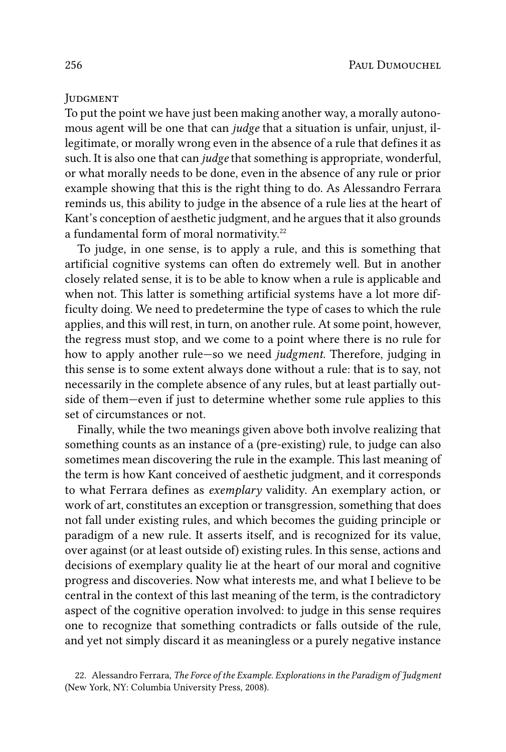### Judgment

To put the point we have just been making another way, a morally autonomous agent will be one that can *judge* that a situation is unfair, unjust, illegitimate, or morally wrong even in the absence of a rule that defines it as such. It is also one that can *judge* that something is appropriate, wonderful, or what morally needs to be done, even in the absence of any rule or prior example showing that this is the right thing to do. As Alessandro Ferrara reminds us, this ability to judge in the absence of a rule lies at the heart of Kant's conception of aesthetic judgment, and he argues that it also grounds a fundamental form of moral normativity.[22]

To judge, in one sense, is to apply a rule, and this is something that artificial cognitive systems can often do extremely well. But in another closely related sense, it is to be able to know when a rule is applicable and when not. This latter is something artificial systems have a lot more difficulty doing. We need to predetermine the type of cases to which the rule applies, and this will rest, in turn, on another rule. At some point, however, the regress must stop, and we come to a point where there is no rule for how to apply another rule—so we need *judgment*. Therefore, judging in this sense is to some extent always done without a rule: that is to say, not necessarily in the complete absence of any rules, but at least partially outside of them—even if just to determine whether some rule applies to this set of circumstances or not.

Finally, while the two meanings given above both involve realizing that something counts as an instance of a (pre-existing) rule, to judge can also sometimes mean discovering the rule in the example. This last meaning of the term is how Kant conceived of aesthetic judgment, and it corresponds to what Ferrara defines as *exemplary* validity. An exemplary action, or work of art, constitutes an exception or transgression, something that does not fall under existing rules, and which becomes the guiding principle or paradigm of a new rule. It asserts itself, and is recognized for its value, over against (or at least outside of) existing rules. In this sense, actions and decisions of exemplary quality lie at the heart of our moral and cognitive progress and discoveries. Now what interests me, and what I believe to be central in the context of this last meaning of the term, is the contradictory aspect of the cognitive operation involved: to judge in this sense requires one to recognize that something contradicts or falls outside of the rule, and yet not simply discard it as meaningless or a purely negative instance

22. Alessandro Ferrara, *The Force of the Example. Explorations in the Paradigm of Judgment* (New York, NY: Columbia University Press, 2008).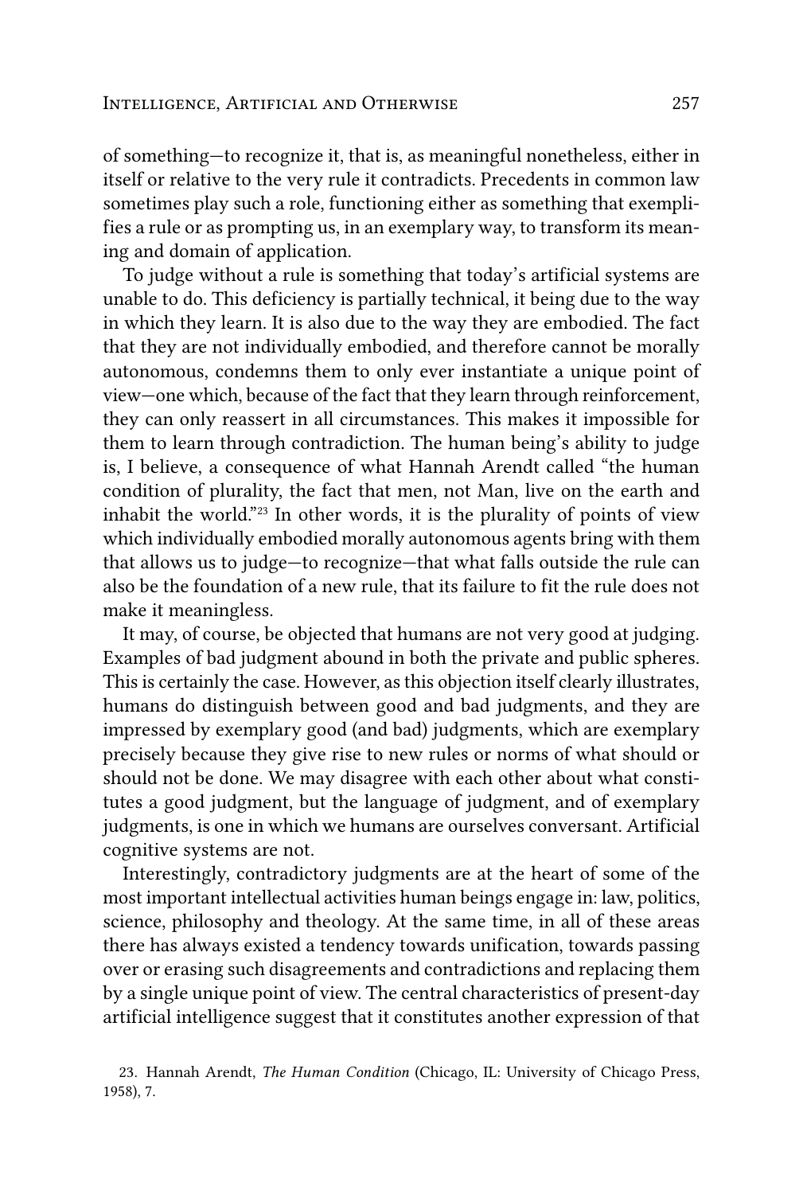of something—to recognize it, that is, as meaningful nonetheless, either in itself or relative to the very rule it contradicts. Precedents in common law sometimes play such a role, functioning either as something that exemplifies a rule or as prompting us, in an exemplary way, to transform its meaning and domain of application.

To judge without a rule is something that today's artificial systems are unable to do. This deficiency is partially technical, it being due to the way in which they learn. It is also due to the way they are embodied. The fact that they are not individually embodied, and therefore cannot be morally autonomous, condemns them to only ever instantiate a unique point of view—one which, because of the fact that they learn through reinforcement, they can only reassert in all circumstances. This makes it impossible for them to learn through contradiction. The human being's ability to judge is, I believe, a consequence of what Hannah Arendt called "the human condition of plurality, the fact that men, not Man, live on the earth and inhabit the world."[23] In other words, it is the plurality of points of view which individually embodied morally autonomous agents bring with them that allows us to judge—to recognize—that what falls outside the rule can also be the foundation of a new rule, that its failure to fit the rule does not make it meaningless.

It may, of course, be objected that humans are not very good at judging. Examples of bad judgment abound in both the private and public spheres. This is certainly the case. However, as this objection itself clearly illustrates, humans do distinguish between good and bad judgments, and they are impressed by exemplary good (and bad) judgments, which are exemplary precisely because they give rise to new rules or norms of what should or should not be done. We may disagree with each other about what constitutes a good judgment, but the language of judgment, and of exemplary judgments, is one in which we humans are ourselves conversant. Artificial cognitive systems are not.

Interestingly, contradictory judgments are at the heart of some of the most important intellectual activities human beings engage in: law, politics, science, philosophy and theology. At the same time, in all of these areas there has always existed a tendency towards unification, towards passing over or erasing such disagreements and contradictions and replacing them by a single unique point of view. The central characteristics of present-day artificial intelligence suggest that it constitutes another expression of that

23. Hannah Arendt, *The Human Condition* (Chicago, IL: University of Chicago Press, 1958), 7.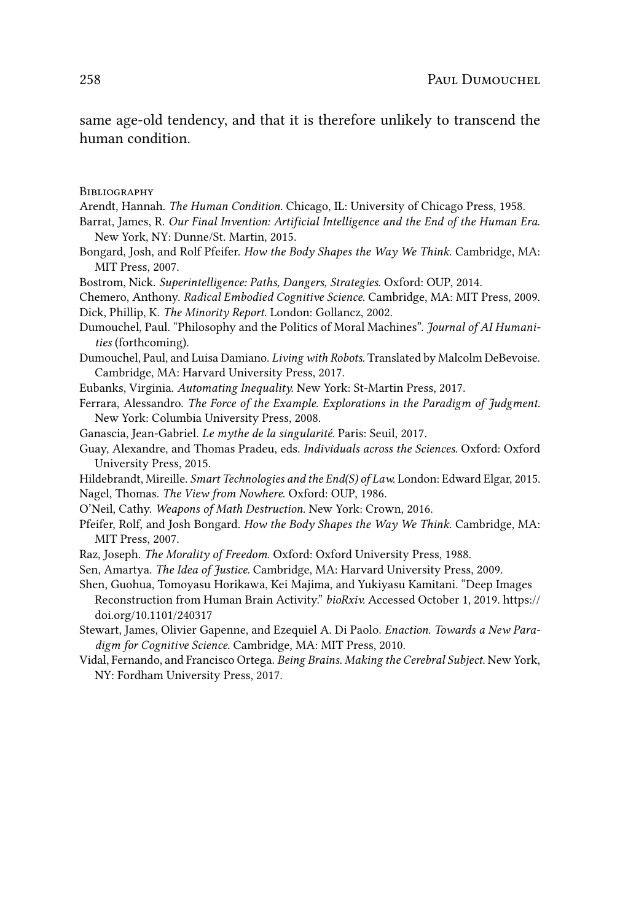same age-old tendency, and that it is therefore unlikely to transcend the human condition.

## Bibliography

Arendt, Hannah. *The Human Condition.* Chicago, IL: University of Chicago Press, 1958.

Barrat, James, R. *Our Final Invention: Artificial Intelligence and the End of the Human Era.* New York, NY: Dunne/St. Martin, 2015.

Bongard, Josh, and Rolf Pfeifer. *How the Body Shapes the Way We Think.* Cambridge, MA: MIT Press, 2007.

Bostrom, Nick. *Superintelligence: Paths, Dangers, Strategies.* Oxford: OUP, 2014.

Chemero, Anthony. *Radical Embodied Cognitive Science.* Cambridge, MA: MIT Press, 2009.

Dick, Phillip, K. *The Minority Report.* London: Gollancz, 2002.

Dumouchel, Paul. "Philosophy and the Politics of Moral Machines". *Journal of AI Humanities* (forthcoming).

Dumouchel, Paul, and Luisa Damiano. *Living with Robots.* Translated by Malcolm DeBevoise. Cambridge, MA: Harvard University Press, 2017.

Eubanks, Virginia. *Automating Inequality.* New York: St-Martin Press, 2017.

Ferrara, Alessandro. *The Force of the Example. Explorations in the Paradigm of Judgment.* New York: Columbia University Press, 2008.

Ganascia, Jean-Gabriel. *Le mythe de la singularité.* Paris: Seuil, 2017.

Guay, Alexandre, and Thomas Pradeu, eds. *Individuals across the Sciences.* Oxford: Oxford University Press, 2015.

Hildebrandt, Mireille. *Smart Technologies and the End(S) of Law.* London: Edward Elgar, 2015.

Nagel, Thomas. *The View from Nowhere.* Oxford: OUP, 1986.

O'Neil, Cathy. *Weapons of Math Destruction.* New York: Crown, 2016.

Pfeifer, Rolf, and Josh Bongard. *How the Body Shapes the Way We Think.* Cambridge, MA: MIT Press, 2007.

Raz, Joseph. *The Morality of Freedom.* Oxford: Oxford University Press, 1988.

Sen, Amartya. *The Idea of Justice.* Cambridge, MA: Harvard University Press, 2009.

Shen, Guohua, Tomoyasu Horikawa, Kei Majima, and Yukiyasu Kamitani. "Deep Images Reconstruction from Human Brain Activity." *bioRxiv.* Accessed October 1, 2019. https://doi.org/10.1101/240317

Stewart, James, Olivier Gapenne, and Ezequiel A. Di Paolo. *Enaction. Towards a New Paradigm for Cognitive Science.* Cambridge, MA: MIT Press, 2010.

Vidal, Fernando, and Francisco Ortega. *Being Brains. Making the Cerebral Subject.* New York, NY: Fordham University Press, 2017.